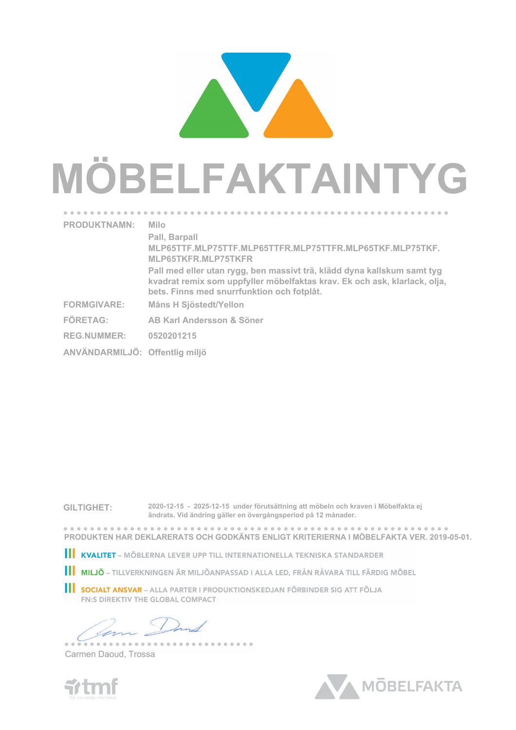# MÖBELFAKTAINTYG

| | |
|---|---|
| PRODUKTNAMN: | Milo<br>Pall, Barpall<br>MLP65TTF.MLP75TTF.MLP65TTFR.MLP75TTFR.MLP65TKF.MLP75TKF.<br>MLP65TKFR.MLP75TKFR<br>Pall med eller utan rygg, ben massivt trä, klädd dyna kallskum samt tyg kvadrat remix som uppfyller möbelfaktas krav. Ek och ask, klarlack, olja, bets. Finns med snurrfunktion och fotplåt. |
| FORMGIVARE: | Måns H Sjöstedt/Yellon |
| FÖRETAG: | AB Karl Andersson & Söner |
| REG.NUMMER: | 0520201215 |
| ANVÄNDARMILJÖ: | Offentlig miljö |

GILTIGHET: 2020-12-15 - 2025-12-15 under förutsättning att möbeln och kraven i Möbelfakta ej ändrats. Vid ändring gäller en övergångsperiod på 12 månader.

PRODUKTEN HAR DEKLARERATS OCH GODKÄNTS ENLIGT KRITERIERNA I MÖBELFAKTA VER. 2019-05-01.

- **KVALITET** – MÖBLERNA LEVER UPP TILL INTERNATIONELLA TEKNISKA STANDARDER
- **MILJÖ** – TILLVERKNINGEN ÄR MILJÖANPASSAD I ALLA LED, FRÅN RÅVARA TILL FÄRDIG MÖBEL
- **SOCIALT ANSVAR** – ALLA PARTER I PRODUKTIONSKEDJAN FÖRBINDER SIG ATT FÖLJA FN:S DIREKTIV THE GLOBAL COMPACT

Carmen Daoud, Trossa

tmf TRÄ- OCH MÖBELFÖRETAGEN

MÖBELFAKTA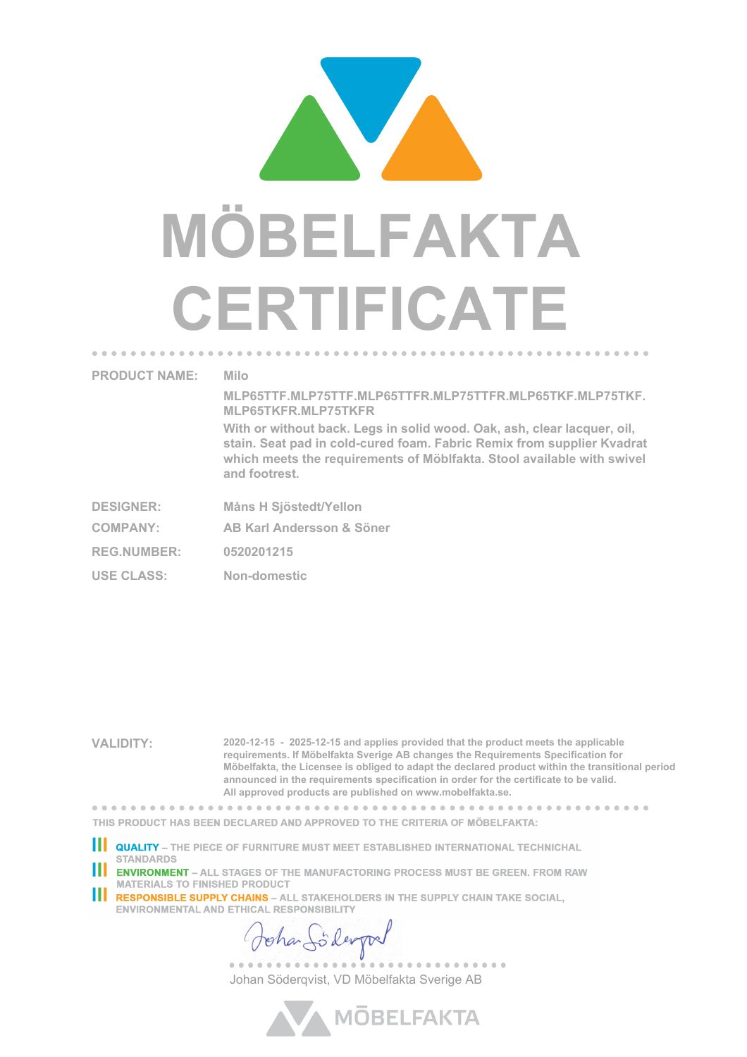# MÖBELFAKTA CERTIFICATE

| | |
|---|---|
| PRODUCT NAME: | Milo<br>MLP65TTF.MLP75TTF.MLP65TTFR.MLP75TTFR.MLP65TKF.MLP75TKF.MLP65TKFR.MLP75TKFR<br>With or without back. Legs in solid wood. Oak, ash, clear lacquer, oil, stain. Seat pad in cold-cured foam. Fabric Remix from supplier Kvadrat which meets the requirements of Möblfakta. Stool available with swivel and footrest. |
| DESIGNER: | Måns H Sjöstedt/Yellon |
| COMPANY: | AB Karl Andersson & Söner |
| REG.NUMBER: | 0520201215 |
| USE CLASS: | Non-domestic |

VALIDITY: 2020-12-15 - 2025-12-15 and applies provided that the product meets the applicable requirements. If Möbelfakta Sverige AB changes the Requirements Specification for Möbelfakta, the Licensee is obliged to adapt the declared product within the transitional period announced in the requirements specification in order for the certificate to be valid. All approved products are published on www.mobelfakta.se.

THIS PRODUCT HAS BEEN DECLARED AND APPROVED TO THE CRITERIA OF MÖBELFAKTA:

- **QUALITY** – THE PIECE OF FURNITURE MUST MEET ESTABLISHED INTERNATIONAL TECHNICHAL STANDARDS
- **ENVIRONMENT** – ALL STAGES OF THE MANUFACTORING PROCESS MUST BE GREEN. FROM RAW MATERIALS TO FINISHED PRODUCT
- **RESPONSIBLE SUPPLY CHAINS** – ALL STAKEHOLDERS IN THE SUPPLY CHAIN TAKE SOCIAL, ENVIRONMENTAL AND ETHICAL RESPONSIBILITY

Johan Söderqvist, VD Möbelfakta Sverige AB

MÖBELFAKTA